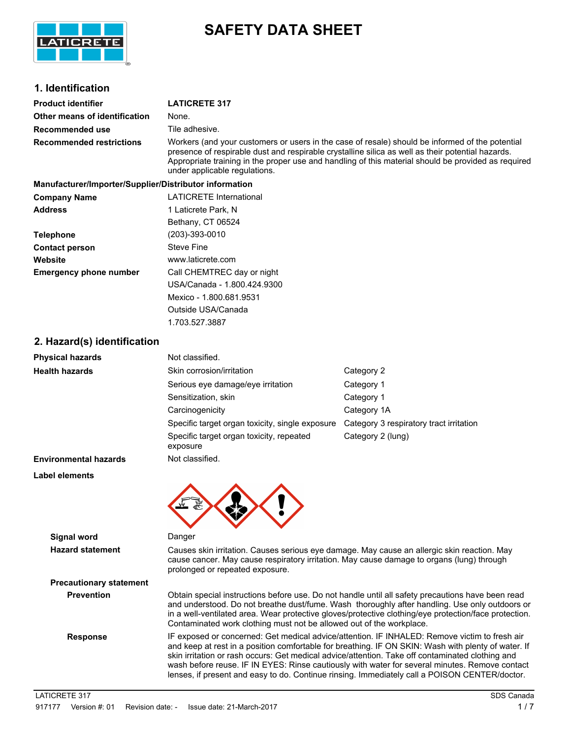# SAFETY DATA SHEET

## 1. Identification

| | |
|---|---|
| **Product identifier** | **LATICRETE 317** |
| **Other means of identification** | None. |
| **Recommended use** | Tile adhesive. |
| **Recommended restrictions** | Workers (and your customers or users in the case of resale) should be informed of the potential presence of respirable dust and respirable crystalline silica as well as their potential hazards. Appropriate training in the proper use and handling of this material should be provided as required under applicable regulations. |

**Manufacturer/Importer/Supplier/Distributor information**

| | |
|---|---|
| **Company Name** | LATICRETE International |
| **Address** | 1 Laticrete Park, N<br>Bethany, CT 06524 |
| **Telephone** | (203)-393-0010 |
| **Contact person** | Steve Fine |
| **Website** | www.laticrete.com |
| **Emergency phone number** | Call CHEMTREC day or night<br>USA/Canada - 1.800.424.9300<br>Mexico - 1.800.681.9531<br>Outside USA/Canada<br>1.703.527.3887 |

## 2. Hazard(s) identification

| | | |
|---|---|---|
| **Physical hazards** | Not classified. | |
| **Health hazards** | Skin corrosion/irritation | Category 2 |
| | Serious eye damage/eye irritation | Category 1 |
| | Sensitization, skin | Category 1 |
| | Carcinogenicity | Category 1A |
| | Specific target organ toxicity, single exposure | Category 3 respiratory tract irritation |
| | Specific target organ toxicity, repeated exposure | Category 2 (lung) |
| **Environmental hazards** | Not classified. | |

**Label elements**

**Signal word** Danger

**Hazard statement** Causes skin irritation. Causes serious eye damage. May cause an allergic skin reaction. May cause cancer. May cause respiratory irritation. May cause damage to organs (lung) through prolonged or repeated exposure.

**Precautionary statement**

**Prevention** Obtain special instructions before use. Do not handle until all safety precautions have been read and understood. Do not breathe dust/fume. Wash thoroughly after handling. Use only outdoors or in a well-ventilated area. Wear protective gloves/protective clothing/eye protection/face protection. Contaminated work clothing must not be allowed out of the workplace.

**Response** IF exposed or concerned: Get medical advice/attention. IF INHALED: Remove victim to fresh air and keep at rest in a position comfortable for breathing. IF ON SKIN: Wash with plenty of water. If skin irritation or rash occurs: Get medical advice/attention. Take off contaminated clothing and wash before reuse. IF IN EYES: Rinse cautiously with water for several minutes. Remove contact lenses, if present and easy to do. Continue rinsing. Immediately call a POISON CENTER/doctor.

LATICRETE 317 SDS Canada
917177 Version #: 01 Revision date: - Issue date: 21-March-2017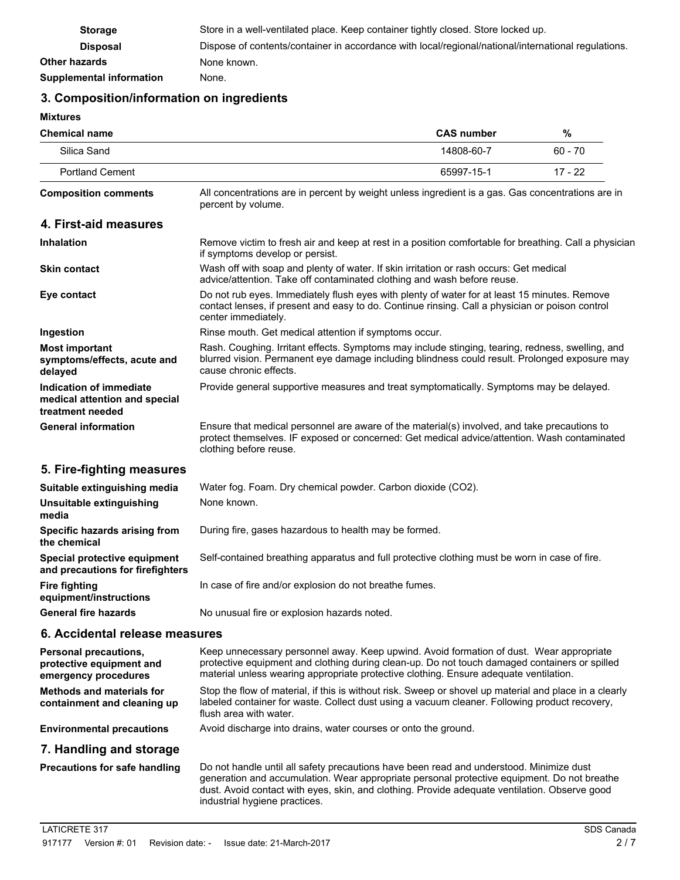**Storage** Store in a well-ventilated place. Keep container tightly closed. Store locked up.

**Disposal** Dispose of contents/container in accordance with local/regional/national/international regulations.

**Other hazards** None known.

**Supplemental information** None.

## 3. Composition/information on ingredients

**Mixtures**

| Chemical name | CAS number | % |
|---|---|---|
| Silica Sand | 14808-60-7 | 60 - 70 |
| Portland Cement | 65997-15-1 | 17 - 22 |

**Composition comments** All concentrations are in percent by weight unless ingredient is a gas. Gas concentrations are in percent by volume.

## 4. First-aid measures

**Inhalation** Remove victim to fresh air and keep at rest in a position comfortable for breathing. Call a physician if symptoms develop or persist.

**Skin contact** Wash off with soap and plenty of water. If skin irritation or rash occurs: Get medical advice/attention. Take off contaminated clothing and wash before reuse.

**Eye contact** Do not rub eyes. Immediately flush eyes with plenty of water for at least 15 minutes. Remove contact lenses, if present and easy to do. Continue rinsing. Call a physician or poison control center immediately.

**Ingestion** Rinse mouth. Get medical attention if symptoms occur.

**Most important symptoms/effects, acute and delayed** Rash. Coughing. Irritant effects. Symptoms may include stinging, tearing, redness, swelling, and blurred vision. Permanent eye damage including blindness could result. Prolonged exposure may cause chronic effects.

**Indication of immediate medical attention and special treatment needed** Provide general supportive measures and treat symptomatically. Symptoms may be delayed.

**General information** Ensure that medical personnel are aware of the material(s) involved, and take precautions to protect themselves. IF exposed or concerned: Get medical advice/attention. Wash contaminated clothing before reuse.

## 5. Fire-fighting measures

**Suitable extinguishing media** Water fog. Foam. Dry chemical powder. Carbon dioxide ($CO_2$).

**Unsuitable extinguishing media** None known.

**Specific hazards arising from the chemical** During fire, gases hazardous to health may be formed.

**Special protective equipment and precautions for firefighters** Self-contained breathing apparatus and full protective clothing must be worn in case of fire.

**Fire fighting equipment/instructions** In case of fire and/or explosion do not breathe fumes.

**General fire hazards** No unusual fire or explosion hazards noted.

## 6. Accidental release measures

**Personal precautions, protective equipment and emergency procedures** Keep unnecessary personnel away. Keep upwind. Avoid formation of dust. Wear appropriate protective equipment and clothing during clean-up. Do not touch damaged containers or spilled material unless wearing appropriate protective clothing. Ensure adequate ventilation.

**Methods and materials for containment and cleaning up** Stop the flow of material, if this is without risk. Sweep or shovel up material and place in a clearly labeled container for waste. Collect dust using a vacuum cleaner. Following product recovery, flush area with water.

**Environmental precautions** Avoid discharge into drains, water courses or onto the ground.

## 7. Handling and storage

**Precautions for safe handling** Do not handle until all safety precautions have been read and understood. Minimize dust generation and accumulation. Wear appropriate personal protective equipment. Do not breathe dust. Avoid contact with eyes, skin, and clothing. Provide adequate ventilation. Observe good industrial hygiene practices.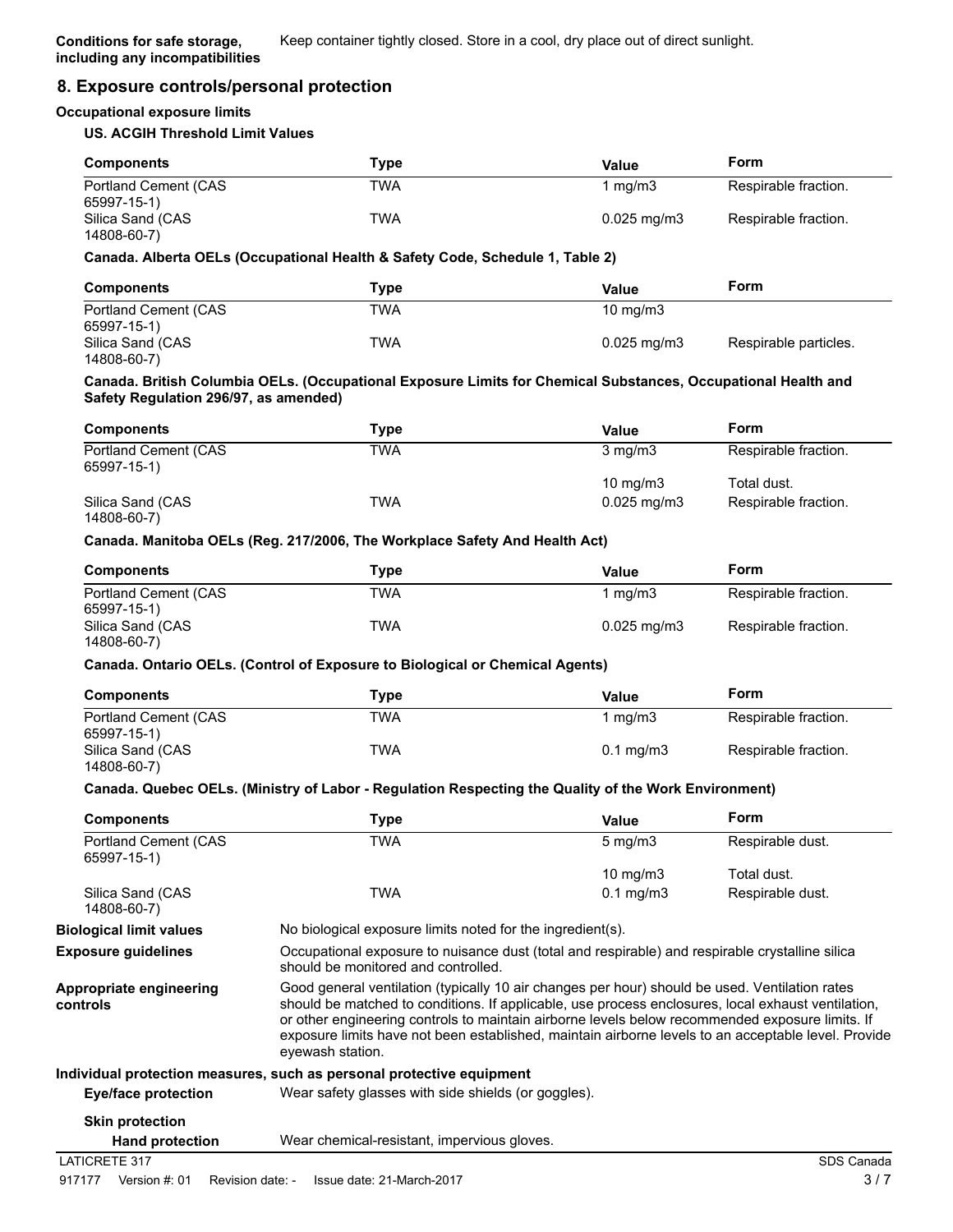**Conditions for safe storage, including any incompatibilities** Keep container tightly closed. Store in a cool, dry place out of direct sunlight.

## 8. Exposure controls/personal protection

### Occupational exposure limits

**US. ACGIH Threshold Limit Values**

| Components | Type | Value | Form |
|---|---|---|---|
| Portland Cement (CAS 65997-15-1) | TWA | 1 mg/m3 | Respirable fraction. |
| Silica Sand (CAS 14808-60-7) | TWA | 0.025 mg/m3 | Respirable fraction. |

**Canada. Alberta OELs (Occupational Health & Safety Code, Schedule 1, Table 2)**

| Components | Type | Value | Form |
|---|---|---|---|
| Portland Cement (CAS 65997-15-1) | TWA | 10 mg/m3 | |
| Silica Sand (CAS 14808-60-7) | TWA | 0.025 mg/m3 | Respirable particles. |

**Canada. British Columbia OELs. (Occupational Exposure Limits for Chemical Substances, Occupational Health and Safety Regulation 296/97, as amended)**

| Components | Type | Value | Form |
|---|---|---|---|
| Portland Cement (CAS 65997-15-1) | TWA | 3 mg/m3 | Respirable fraction. |
| | | 10 mg/m3 | Total dust. |
| Silica Sand (CAS 14808-60-7) | TWA | 0.025 mg/m3 | Respirable fraction. |

**Canada. Manitoba OELs (Reg. 217/2006, The Workplace Safety And Health Act)**

| Components | Type | Value | Form |
|---|---|---|---|
| Portland Cement (CAS 65997-15-1) | TWA | 1 mg/m3 | Respirable fraction. |
| Silica Sand (CAS 14808-60-7) | TWA | 0.025 mg/m3 | Respirable fraction. |

**Canada. Ontario OELs. (Control of Exposure to Biological or Chemical Agents)**

| Components | Type | Value | Form |
|---|---|---|---|
| Portland Cement (CAS 65997-15-1) | TWA | 1 mg/m3 | Respirable fraction. |
| Silica Sand (CAS 14808-60-7) | TWA | 0.1 mg/m3 | Respirable fraction. |

**Canada. Quebec OELs. (Ministry of Labor - Regulation Respecting the Quality of the Work Environment)**

| Components | Type | Value | Form |
|---|---|---|---|
| Portland Cement (CAS 65997-15-1) | TWA | 5 mg/m3 | Respirable dust. |
| | | 10 mg/m3 | Total dust. |
| Silica Sand (CAS 14808-60-7) | TWA | 0.1 mg/m3 | Respirable dust. |

**Biological limit values** No biological exposure limits noted for the ingredient(s).

**Exposure guidelines** Occupational exposure to nuisance dust (total and respirable) and respirable crystalline silica should be monitored and controlled.

**Appropriate engineering controls** Good general ventilation (typically 10 air changes per hour) should be used. Ventilation rates should be matched to conditions. If applicable, use process enclosures, local exhaust ventilation, or other engineering controls to maintain airborne levels below recommended exposure limits. If exposure limits have not been established, maintain airborne levels to an acceptable level. Provide eyewash station.

### Individual protection measures, such as personal protective equipment

**Eye/face protection** Wear safety glasses with side shields (or goggles).

**Skin protection**

**Hand protection** Wear chemical-resistant, impervious gloves.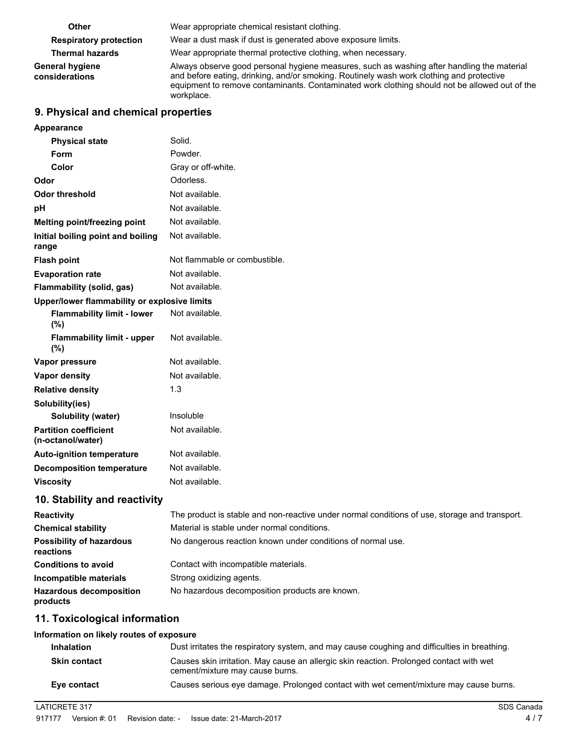| | |
|---|---|
| **Other** | Wear appropriate chemical resistant clothing. |
| **Respiratory protection** | Wear a dust mask if dust is generated above exposure limits. |
| **Thermal hazards** | Wear appropriate thermal protective clothing, when necessary. |
| **General hygiene considerations** | Always observe good personal hygiene measures, such as washing after handling the material and before eating, drinking, and/or smoking. Routinely wash work clothing and protective equipment to remove contaminants. Contaminated work clothing should not be allowed out of the workplace. |

## 9. Physical and chemical properties

| | |
|---|---|
| **Appearance** | |
| **Physical state** | Solid. |
| **Form** | Powder. |
| **Color** | Gray or off-white. |
| **Odor** | Odorless. |
| **Odor threshold** | Not available. |
| **pH** | Not available. |
| **Melting point/freezing point** | Not available. |
| **Initial boiling point and boiling range** | Not available. |
| **Flash point** | Not flammable or combustible. |
| **Evaporation rate** | Not available. |
| **Flammability (solid, gas)** | Not available. |
| **Upper/lower flammability or explosive limits** | |
| **Flammability limit - lower (%)** | Not available. |
| **Flammability limit - upper (%)** | Not available. |
| **Vapor pressure** | Not available. |
| **Vapor density** | Not available. |
| **Relative density** | 1.3 |
| **Solubility(ies)** | |
| **Solubility (water)** | Insoluble |
| **Partition coefficient (n-octanol/water)** | Not available. |
| **Auto-ignition temperature** | Not available. |
| **Decomposition temperature** | Not available. |
| **Viscosity** | Not available. |

## 10. Stability and reactivity

| | |
|---|---|
| **Reactivity** | The product is stable and non-reactive under normal conditions of use, storage and transport. |
| **Chemical stability** | Material is stable under normal conditions. |
| **Possibility of hazardous reactions** | No dangerous reaction known under conditions of normal use. |
| **Conditions to avoid** | Contact with incompatible materials. |
| **Incompatible materials** | Strong oxidizing agents. |
| **Hazardous decomposition products** | No hazardous decomposition products are known. |

## 11. Toxicological information

| | |
|---|---|
| **Information on likely routes of exposure** | |
| **Inhalation** | Dust irritates the respiratory system, and may cause coughing and difficulties in breathing. |
| **Skin contact** | Causes skin irritation. May cause an allergic skin reaction. Prolonged contact with wet cement/mixture may cause burns. |
| **Eye contact** | Causes serious eye damage. Prolonged contact with wet cement/mixture may cause burns. |

LATICRETE 317 SDS Canada

917177 Version #: 01 Revision date: - Issue date: 21-March-2017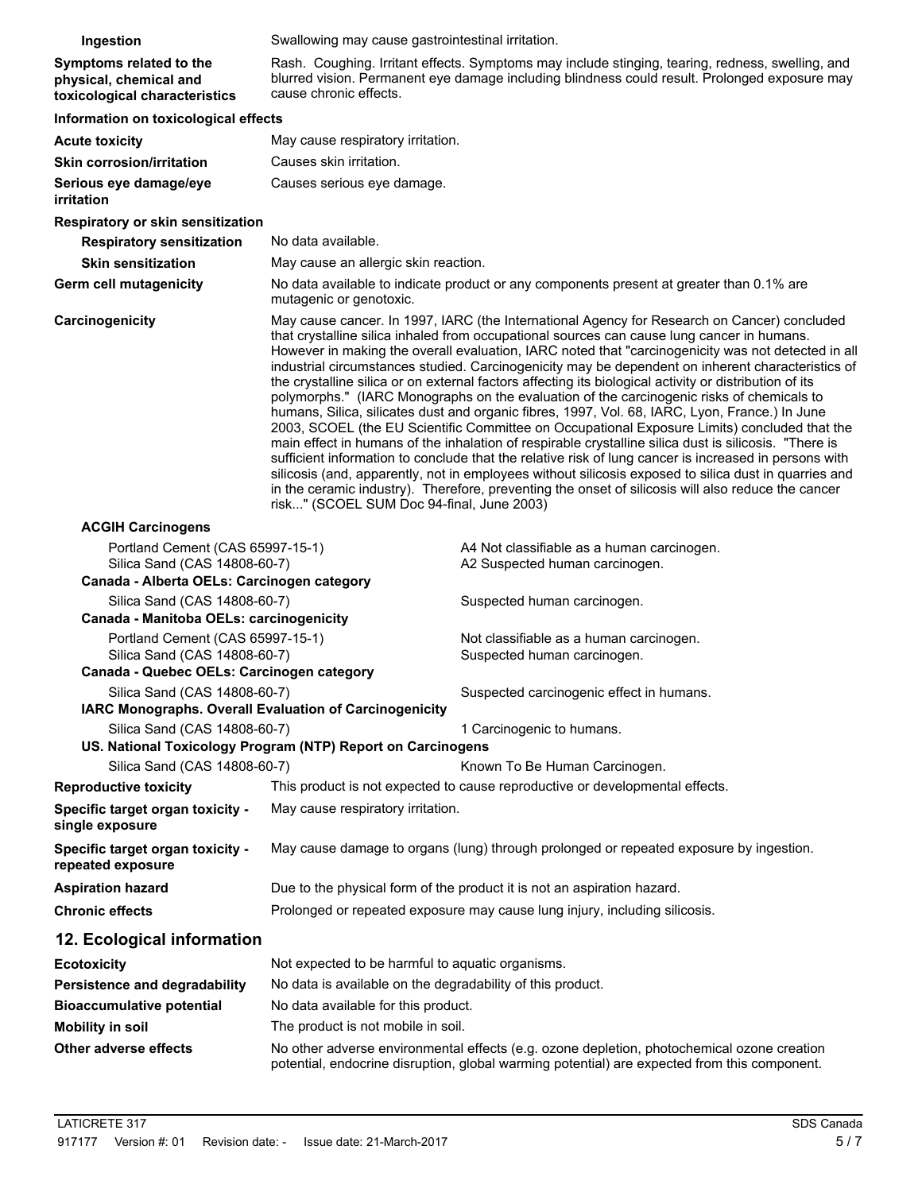**Ingestion** Swallowing may cause gastrointestinal irritation.

**Symptoms related to the physical, chemical and toxicological characteristics** Rash. Coughing. Irritant effects. Symptoms may include stinging, tearing, redness, swelling, and blurred vision. Permanent eye damage including blindness could result. Prolonged exposure may cause chronic effects.

**Information on toxicological effects**

**Acute toxicity** May cause respiratory irritation.

**Skin corrosion/irritation** Causes skin irritation.

**Serious eye damage/eye irritation** Causes serious eye damage.

**Respiratory or skin sensitization**

**Respiratory sensitization** No data available.

**Skin sensitization** May cause an allergic skin reaction.

**Germ cell mutagenicity** No data available to indicate product or any components present at greater than 0.1% are mutagenic or genotoxic.

**Carcinogenicity** May cause cancer. In 1997, IARC (the International Agency for Research on Cancer) concluded that crystalline silica inhaled from occupational sources can cause lung cancer in humans. However in making the overall evaluation, IARC noted that "carcinogenicity was not detected in all industrial circumstances studied. Carcinogenicity may be dependent on inherent characteristics of the crystalline silica or on external factors affecting its biological activity or distribution of its polymorphs." (IARC Monographs on the evaluation of the carcinogenic risks of chemicals to humans, Silica, silicates dust and organic fibres, 1997, Vol. 68, IARC, Lyon, France.) In June 2003, SCOEL (the EU Scientific Committee on Occupational Exposure Limits) concluded that the main effect in humans of the inhalation of respirable crystalline silica dust is silicosis. "There is sufficient information to conclude that the relative risk of lung cancer is increased in persons with silicosis (and, apparently, not in employees without silicosis exposed to silica dust in quarries and in the ceramic industry). Therefore, preventing the onset of silicosis will also reduce the cancer risk..." (SCOEL SUM Doc 94-final, June 2003)

**ACGIH Carcinogens**

| | |
|---|---|
| Portland Cement (CAS 65997-15-1) | A4 Not classifiable as a human carcinogen. |
| Silica Sand (CAS 14808-60-7) | A2 Suspected human carcinogen. |
| **Canada - Alberta OELs: Carcinogen category** | |
| Silica Sand (CAS 14808-60-7) | Suspected human carcinogen. |
| **Canada - Manitoba OELs: carcinogenicity** | |
| Portland Cement (CAS 65997-15-1) | Not classifiable as a human carcinogen. |
| Silica Sand (CAS 14808-60-7) | Suspected human carcinogen. |
| **Canada - Quebec OELs: Carcinogen category** | |
| Silica Sand (CAS 14808-60-7) | Suspected carcinogenic effect in humans. |
| **IARC Monographs. Overall Evaluation of Carcinogenicity** | |
| Silica Sand (CAS 14808-60-7) | 1 Carcinogenic to humans. |
| **US. National Toxicology Program (NTP) Report on Carcinogens** | |
| Silica Sand (CAS 14808-60-7) | Known To Be Human Carcinogen. |

**Reproductive toxicity** This product is not expected to cause reproductive or developmental effects.

**Specific target organ toxicity - single exposure** May cause respiratory irritation.

**Specific target organ toxicity - repeated exposure** May cause damage to organs (lung) through prolonged or repeated exposure by ingestion.

**Aspiration hazard** Due to the physical form of the product it is not an aspiration hazard.

**Chronic effects** Prolonged or repeated exposure may cause lung injury, including silicosis.

## 12. Ecological information

**Ecotoxicity** Not expected to be harmful to aquatic organisms.

**Persistence and degradability** No data is available on the degradability of this product.

**Bioaccumulative potential** No data available for this product.

**Mobility in soil** The product is not mobile in soil.

**Other adverse effects** No other adverse environmental effects (e.g. ozone depletion, photochemical ozone creation potential, endocrine disruption, global warming potential) are expected from this component.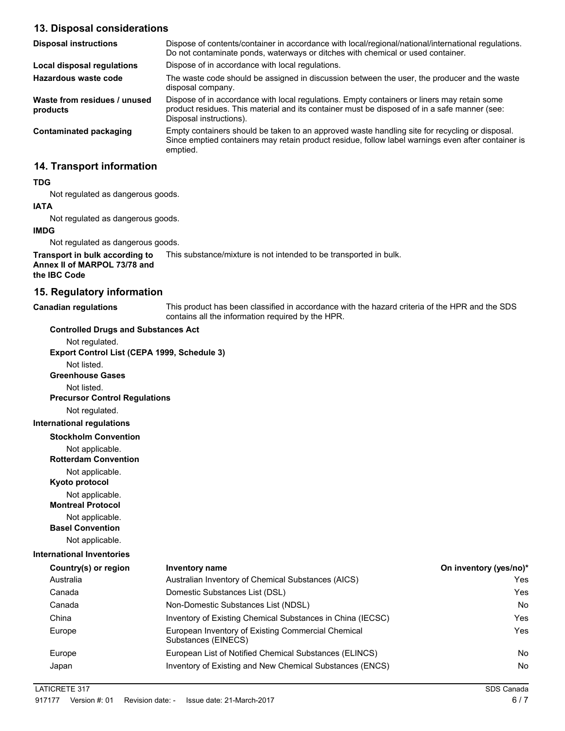## 13. Disposal considerations

| | |
|---|---|
| **Disposal instructions** | Dispose of contents/container in accordance with local/regional/national/international regulations. Do not contaminate ponds, waterways or ditches with chemical or used container. |
| **Local disposal regulations** | Dispose of in accordance with local regulations. |
| **Hazardous waste code** | The waste code should be assigned in discussion between the user, the producer and the waste disposal company. |
| **Waste from residues / unused products** | Dispose of in accordance with local regulations. Empty containers or liners may retain some product residues. This material and its container must be disposed of in a safe manner (see: Disposal instructions). |
| **Contaminated packaging** | Empty containers should be taken to an approved waste handling site for recycling or disposal. Since emptied containers may retain product residue, follow label warnings even after container is emptied. |

## 14. Transport information

**TDG**

Not regulated as dangerous goods.

**IATA**

Not regulated as dangerous goods.

**IMDG**

Not regulated as dangerous goods.

**Transport in bulk according to Annex II of MARPOL 73/78 and the IBC Code** This substance/mixture is not intended to be transported in bulk.

## 15. Regulatory information

**Canadian regulations** This product has been classified in accordance with the hazard criteria of the HPR and the SDS contains all the information required by the HPR.

**Controlled Drugs and Substances Act**

Not regulated.

**Export Control List (CEPA 1999, Schedule 3)**

Not listed.

**Greenhouse Gases**

Not listed.

**Precursor Control Regulations**

Not regulated.

**International regulations**

**Stockholm Convention**

Not applicable.

**Rotterdam Convention**

Not applicable.

**Kyoto protocol**

Not applicable.

**Montreal Protocol**

Not applicable.

**Basel Convention**

Not applicable.

**International Inventories**

| Country(s) or region | Inventory name | On inventory (yes/no)* |
|---|---|---|
| Australia | Australian Inventory of Chemical Substances (AICS) | Yes |
| Canada | Domestic Substances List (DSL) | Yes |
| Canada | Non-Domestic Substances List (NDSL) | No |
| China | Inventory of Existing Chemical Substances in China (IECSC) | Yes |
| Europe | European Inventory of Existing Commercial Chemical Substances (EINECS) | Yes |
| Europe | European List of Notified Chemical Substances (ELINCS) | No |
| Japan | Inventory of Existing and New Chemical Substances (ENCS) | No |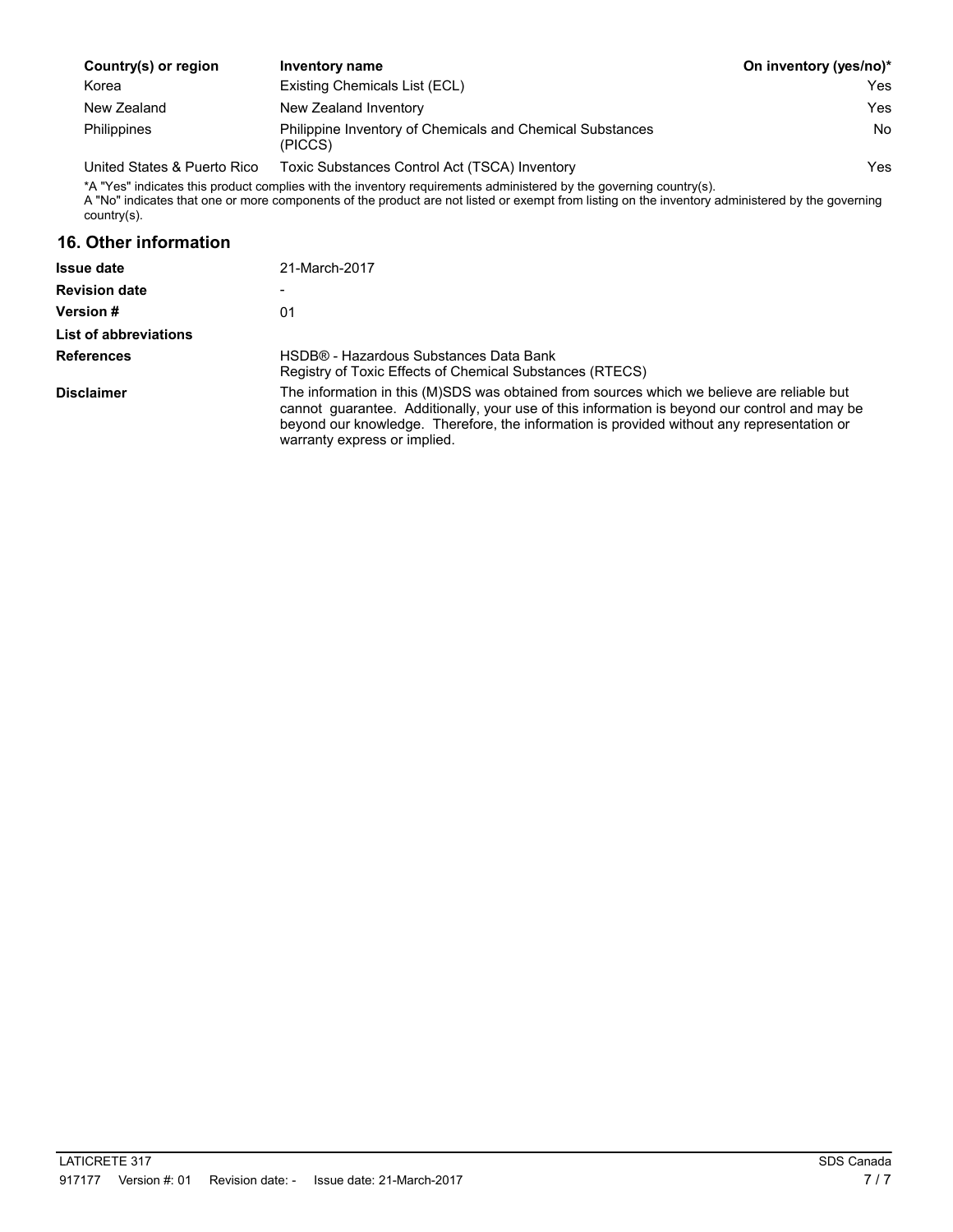| Country(s) or region | Inventory name | On inventory (yes/no)* |
| --- | --- | --- |
| Korea | Existing Chemicals List (ECL) | Yes |
| New Zealand | New Zealand Inventory | Yes |
| Philippines | Philippine Inventory of Chemicals and Chemical Substances (PICCS) | No |
| United States & Puerto Rico | Toxic Substances Control Act (TSCA) Inventory | Yes |

*A "Yes" indicates this product complies with the inventory requirements administered by the governing country(s).
A "No" indicates that one or more components of the product are not listed or exempt from listing on the inventory administered by the governing country(s).

## 16. Other information

**Issue date** 21-March-2017

**Revision date** -

**Version #** 01

**List of abbreviations**

**References** HSDB® - Hazardous Substances Data Bank
Registry of Toxic Effects of Chemical Substances (RTECS)

**Disclaimer** The information in this (M)SDS was obtained from sources which we believe are reliable but cannot guarantee. Additionally, your use of this information is beyond our control and may be beyond our knowledge. Therefore, the information is provided without any representation or warranty express or implied.